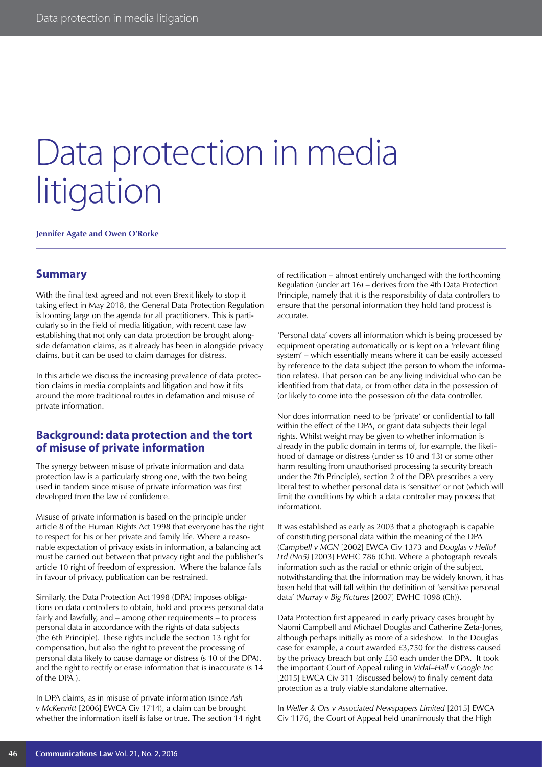# Data protection in media litigation

**Jennifer Agate and Owen O'Rorke**

## Summary

With the final text agreed and not even Brexit likely to stop it taking effect in May 2018, the General Data Protection Regulation is looming large on the agenda for all practitioners. This is particularly so in the field of media litigation, with recent case law establishing that not only can data protection be brought alongside defamation claims, as it already has been in alongside privacy claims, but it can be used to claim damages for distress.

In this article we discuss the increasing prevalence of data protection claims in media complaints and litigation and how it fits around the more traditional routes in defamation and misuse of private information.

## Background: data protection and the tort of misuse of private information

The synergy between misuse of private information and data protection law is a particularly strong one, with the two being used in tandem since misuse of private information was first developed from the law of confidence.

Misuse of private information is based on the principle under article 8 of the Human Rights Act 1998 that everyone has the right to respect for his or her private and family life. Where a reasonable expectation of privacy exists in information, a balancing act must be carried out between that privacy right and the publisher's article 10 right of freedom of expression. Where the balance falls in favour of privacy, publication can be restrained.

Similarly, the Data Protection Act 1998 (DPA) imposes obligations on data controllers to obtain, hold and process personal data fairly and lawfully, and – among other requirements – to process personal data in accordance with the rights of data subjects (the 6th Principle). These rights include the section 13 right for compensation, but also the right to prevent the processing of personal data likely to cause damage or distress (s 10 of the DPA), and the right to rectify or erase information that is inaccurate (s 14 of the DPA ).

In DPA claims, as in misuse of private information (since *Ash v McKennitt* [2006] EWCA Civ 1714), a claim can be brought whether the information itself is false or true. The section 14 right of rectification – almost entirely unchanged with the forthcoming Regulation (under art 16) – derives from the 4th Data Protection Principle, namely that it is the responsibility of data controllers to ensure that the personal information they hold (and process) is accurate.

'Personal data' covers all information which is being processed by equipment operating automatically or is kept on a 'relevant filing system' – which essentially means where it can be easily accessed by reference to the data subject (the person to whom the information relates). That person can be any living individual who can be identified from that data, or from other data in the possession of (or likely to come into the possession of) the data controller.

Nor does information need to be 'private' or confidential to fall within the effect of the DPA, or grant data subjects their legal rights. Whilst weight may be given to whether information is already in the public domain in terms of, for example, the likelihood of damage or distress (under ss 10 and 13) or some other harm resulting from unauthorised processing (a security breach under the 7th Principle), section 2 of the DPA prescribes a very literal test to whether personal data is 'sensitive' or not (which will limit the conditions by which a data controller may process that information).

It was established as early as 2003 that a photograph is capable of constituting personal data within the meaning of the DPA (*Campbell v MGN* [2002] EWCA Civ 1373 and *Douglas v Hello! Ltd (No5)* [2003] EWHC 786 (Ch)). Where a photograph reveals information such as the racial or ethnic origin of the subject, notwithstanding that the information may be widely known, it has been held that will fall within the definition of 'sensitive personal data' (*Murray v Big Pictures* [2007] EWHC 1098 (Ch)).

Data Protection first appeared in early privacy cases brought by Naomi Campbell and Michael Douglas and Catherine Zeta-Jones, although perhaps initially as more of a sideshow. In the Douglas case for example, a court awarded £3,750 for the distress caused by the privacy breach but only £50 each under the DPA. It took the important Court of Appeal ruling in *Vidal–Hall v Google Inc* [2015] EWCA Civ 311 (discussed below) to finally cement data protection as a truly viable standalone alternative.

In *Weller & Ors v Associated Newspapers Limited* [2015] EWCA Civ 1176, the Court of Appeal held unanimously that the High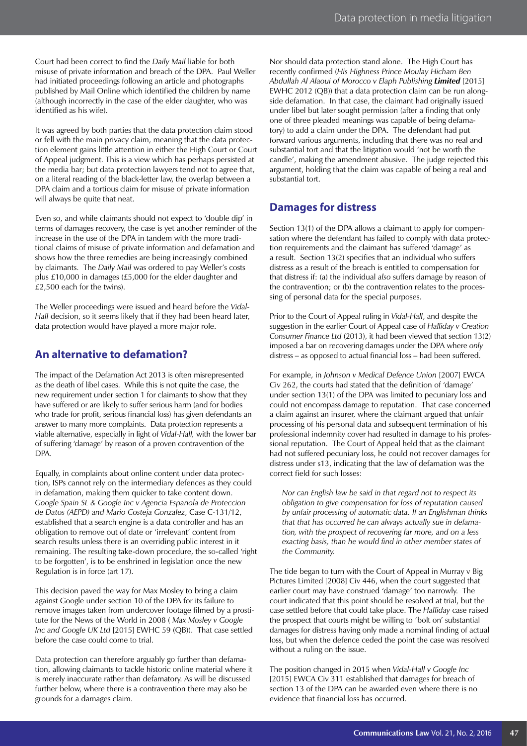Court had been correct to find the *Daily Mail* liable for both misuse of private information and breach of the DPA. Paul Weller had initiated proceedings following an article and photographs published by Mail Online which identified the children by name (although incorrectly in the case of the elder daughter, who was identified as his wife).

It was agreed by both parties that the data protection claim stood or fell with the main privacy claim, meaning that the data protection element gains little attention in either the High Court or Court of Appeal judgment. This is a view which has perhaps persisted at the media bar; but data protection lawyers tend not to agree that, on a literal reading of the black-letter law, the overlap between a DPA claim and a tortious claim for misuse of private information will always be quite that neat.

Even so, and while claimants should not expect to 'double dip' in terms of damages recovery, the case is yet another reminder of the increase in the use of the DPA in tandem with the more traditional claims of misuse of private information and defamation and shows how the three remedies are being increasingly combined by claimants. The *Daily Mail* was ordered to pay Weller's costs plus £10,000 in damages (£5,000 for the elder daughter and £2,500 each for the twins).

The Weller proceedings were issued and heard before the *Vidal-Hall* decision, so it seems likely that if they had been heard later, data protection would have played a more major role.

## An alternative to defamation?

The impact of the Defamation Act 2013 is often misrepresented as the death of libel cases. While this is not quite the case, the new requirement under section 1 for claimants to show that they have suffered or are likely to suffer serious harm (and for bodies who trade for profit, serious financial loss) has given defendants an answer to many more complaints. Data protection represents a viable alternative, especially in light of *Vidal-Hall,* with the lower bar of suffering 'damage' by reason of a proven contravention of the DPA.

Equally, in complaints about online content under data protection, ISPs cannot rely on the intermediary defences as they could in defamation, making them quicker to take content down. *Google Spain SL & Google Inc v Agencia Espanola de Proteccion de Datos (AEPD) and Mario Costeja Gonzalez*, Case C-131/12, established that a search engine is a data controller and has an obligation to remove out of date or 'irrelevant' content from search results unless there is an overriding public interest in it remaining. The resulting take-down procedure, the so-called 'right to be forgotten', is to be enshrined in legislation once the new Regulation is in force (art 17).

This decision paved the way for Max Mosley to bring a claim against Google under section 10 of the DPA for its failure to remove images taken from undercover footage filmed by a prostitute for the News of the World in 2008 ( *Max Mosley v Google Inc and Google UK Ltd* [2015] EWHC 59 (QB)). That case settled before the case could come to trial.

Data protection can therefore arguably go further than defamation, allowing claimants to tackle historic online material where it is merely inaccurate rather than defamatory. As will be discussed further below, where there is a contravention there may also be grounds for a damages claim.

Nor should data protection stand alone. The High Court has recently confirmed (*His Highness Prince Moulay Hicham Ben Abdullah Al Alaoui of Morocco v Elaph Publishing* ***Limited*** [2015] EWHC 2012 (QB)) that a data protection claim can be run alongside defamation. In that case, the claimant had originally issued under libel but later sought permission (after a finding that only one of three pleaded meanings was capable of being defamatory) to add a claim under the DPA. The defendant had put forward various arguments, including that there was no real and substantial tort and that the litigation would 'not be worth the candle', making the amendment abusive. The judge rejected this argument, holding that the claim was capable of being a real and substantial tort.

## Damages for distress

Section 13(1) of the DPA allows a claimant to apply for compensation where the defendant has failed to comply with data protection requirements and the claimant has suffered 'damage' as a result. Section 13(2) specifies that an individual who suffers distress as a result of the breach is entitled to compensation for that distress if: (a) the individual *also* suffers damage by reason of the contravention; or (b) the contravention relates to the processing of personal data for the special purposes.

Prior to the Court of Appeal ruling in *Vidal-Hall*, and despite the suggestion in the earlier Court of Appeal case of *Halliday v Creation Consumer Finance Ltd* (2013), it had been viewed that section 13(2) imposed a bar on recovering damages under the DPA where *only* distress – as opposed to actual financial loss – had been suffered.

For example, in *Johnson v Medical Defence Union* [2007] EWCA Civ 262, the courts had stated that the definition of 'damage' under section 13(1) of the DPA was limited to pecuniary loss and could not encompass damage to reputation. That case concerned a claim against an insurer, where the claimant argued that unfair processing of his personal data and subsequent termination of his professional indemnity cover had resulted in damage to his professional reputation. The Court of Appeal held that as the claimant had not suffered pecuniary loss, he could not recover damages for distress under s13, indicating that the law of defamation was the correct field for such losses:

> *Nor can English law be said in that regard not to respect its obligation to give compensation for loss of reputation caused by unfair processing of automatic data. If an Englishman thinks that that has occurred he can always actually sue in defamation, with the prospect of recovering far more, and on a less exacting basis, than he would find in other member states of the Community.*

The tide began to turn with the Court of Appeal in Murray v Big Pictures Limited [2008] Civ 446, when the court suggested that earlier court may have construed 'damage' too narrowly. The court indicated that this point should be resolved at trial, but the case settled before that could take place. The *Halliday* case raised the prospect that courts might be willing to 'bolt on' substantial damages for distress having only made a nominal finding of actual loss, but when the defence ceded the point the case was resolved without a ruling on the issue.

The position changed in 2015 when *Vidal-Hall v Google Inc* [2015] EWCA Civ 311 established that damages for breach of section 13 of the DPA can be awarded even where there is no evidence that financial loss has occurred.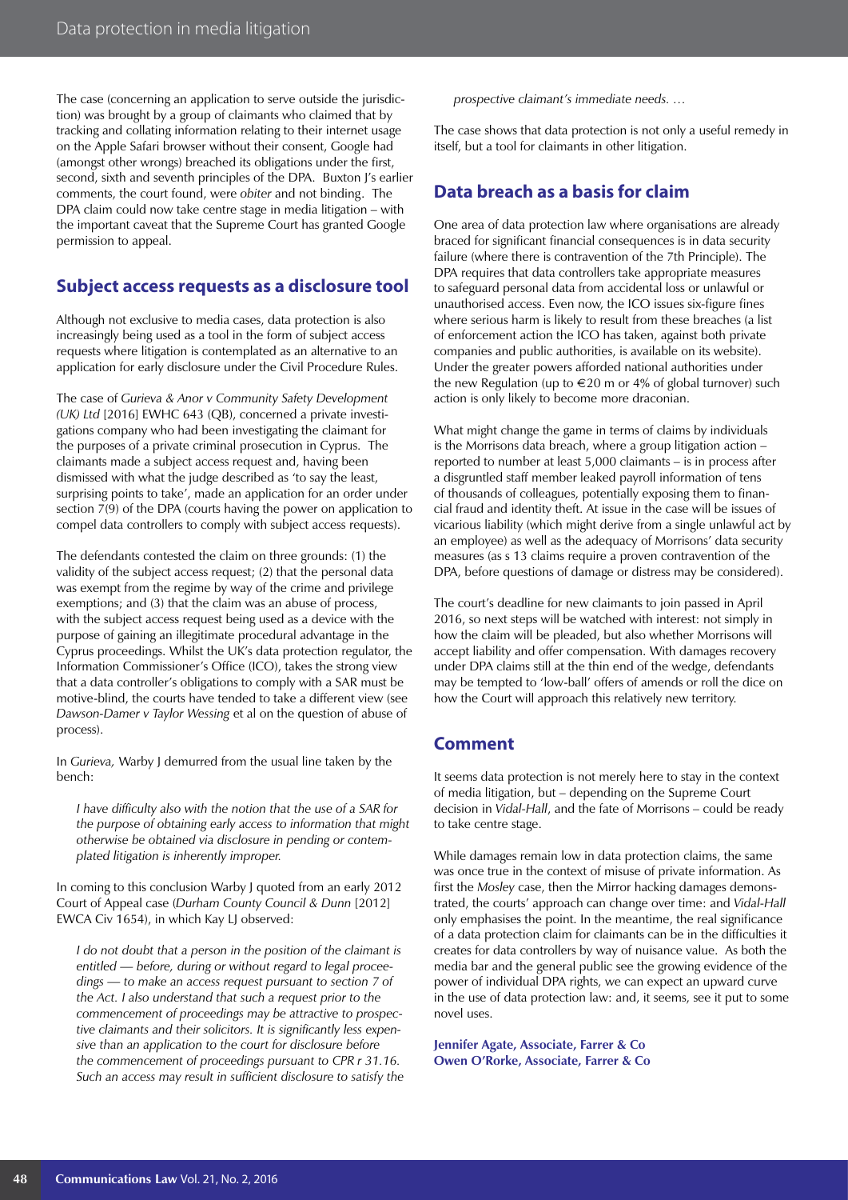The case (concerning an application to serve outside the jurisdiction) was brought by a group of claimants who claimed that by tracking and collating information relating to their internet usage on the Apple Safari browser without their consent, Google had (amongst other wrongs) breached its obligations under the first, second, sixth and seventh principles of the DPA. Buxton J's earlier comments, the court found, were *obiter* and not binding. The DPA claim could now take centre stage in media litigation – with the important caveat that the Supreme Court has granted Google permission to appeal.

## Subject access requests as a disclosure tool

Although not exclusive to media cases, data protection is also increasingly being used as a tool in the form of subject access requests where litigation is contemplated as an alternative to an application for early disclosure under the Civil Procedure Rules.

The case of *Gurieva & Anor v Community Safety Development (UK) Ltd* [2016] EWHC 643 (QB), concerned a private investigations company who had been investigating the claimant for the purposes of a private criminal prosecution in Cyprus. The claimants made a subject access request and, having been dismissed with what the judge described as 'to say the least, surprising points to take', made an application for an order under section 7(9) of the DPA (courts having the power on application to compel data controllers to comply with subject access requests).

The defendants contested the claim on three grounds: (1) the validity of the subject access request; (2) that the personal data was exempt from the regime by way of the crime and privilege exemptions; and (3) that the claim was an abuse of process, with the subject access request being used as a device with the purpose of gaining an illegitimate procedural advantage in the Cyprus proceedings. Whilst the UK's data protection regulator, the Information Commissioner's Office (ICO), takes the strong view that a data controller's obligations to comply with a SAR must be motive-blind, the courts have tended to take a different view (see *Dawson-Damer v Taylor Wessing* et al on the question of abuse of process).

In *Gurieva,* Warby J demurred from the usual line taken by the bench:

> *I have difficulty also with the notion that the use of a SAR for the purpose of obtaining early access to information that might otherwise be obtained via disclosure in pending or contemplated litigation is inherently improper.*

In coming to this conclusion Warby J quoted from an early 2012 Court of Appeal case (*Durham County Council & Dunn* [2012] EWCA Civ 1654), in which Kay LJ observed:

> *I do not doubt that a person in the position of the claimant is entitled — before, during or without regard to legal proceedings — to make an access request pursuant to section 7 of the Act. I also understand that such a request prior to the commencement of proceedings may be attractive to prospective claimants and their solicitors. It is significantly less expensive than an application to the court for disclosure before the commencement of proceedings pursuant to CPR r 31.16. Such an access may result in sufficient disclosure to satisfy the prospective claimant's immediate needs. …*

The case shows that data protection is not only a useful remedy in itself, but a tool for claimants in other litigation.

## Data breach as a basis for claim

One area of data protection law where organisations are already braced for significant financial consequences is in data security failure (where there is contravention of the 7th Principle). The DPA requires that data controllers take appropriate measures to safeguard personal data from accidental loss or unlawful or unauthorised access. Even now, the ICO issues six-figure fines where serious harm is likely to result from these breaches (a list of enforcement action the ICO has taken, against both private companies and public authorities, is available on its website). Under the greater powers afforded national authorities under the new Regulation (up to €20 m or 4% of global turnover) such action is only likely to become more draconian.

What might change the game in terms of claims by individuals is the Morrisons data breach, where a group litigation action – reported to number at least 5,000 claimants – is in process after a disgruntled staff member leaked payroll information of tens of thousands of colleagues, potentially exposing them to financial fraud and identity theft. At issue in the case will be issues of vicarious liability (which might derive from a single unlawful act by an employee) as well as the adequacy of Morrisons' data security measures (as s 13 claims require a proven contravention of the DPA, before questions of damage or distress may be considered).

The court's deadline for new claimants to join passed in April 2016, so next steps will be watched with interest: not simply in how the claim will be pleaded, but also whether Morrisons will accept liability and offer compensation. With damages recovery under DPA claims still at the thin end of the wedge, defendants may be tempted to 'low-ball' offers of amends or roll the dice on how the Court will approach this relatively new territory.

## Comment

It seems data protection is not merely here to stay in the context of media litigation, but – depending on the Supreme Court decision in *Vidal-Hall*, and the fate of Morrisons – could be ready to take centre stage.

While damages remain low in data protection claims, the same was once true in the context of misuse of private information. As first the *Mosley* case, then the Mirror hacking damages demonstrated, the courts' approach can change over time: and *Vidal-Hall* only emphasises the point. In the meantime, the real significance of a data protection claim for claimants can be in the difficulties it creates for data controllers by way of nuisance value. As both the media bar and the general public see the growing evidence of the power of individual DPA rights, we can expect an upward curve in the use of data protection law: and, it seems, see it put to some novel uses.

**Jennifer Agate, Associate, Farrer & Co**
**Owen O'Rorke, Associate, Farrer & Co**